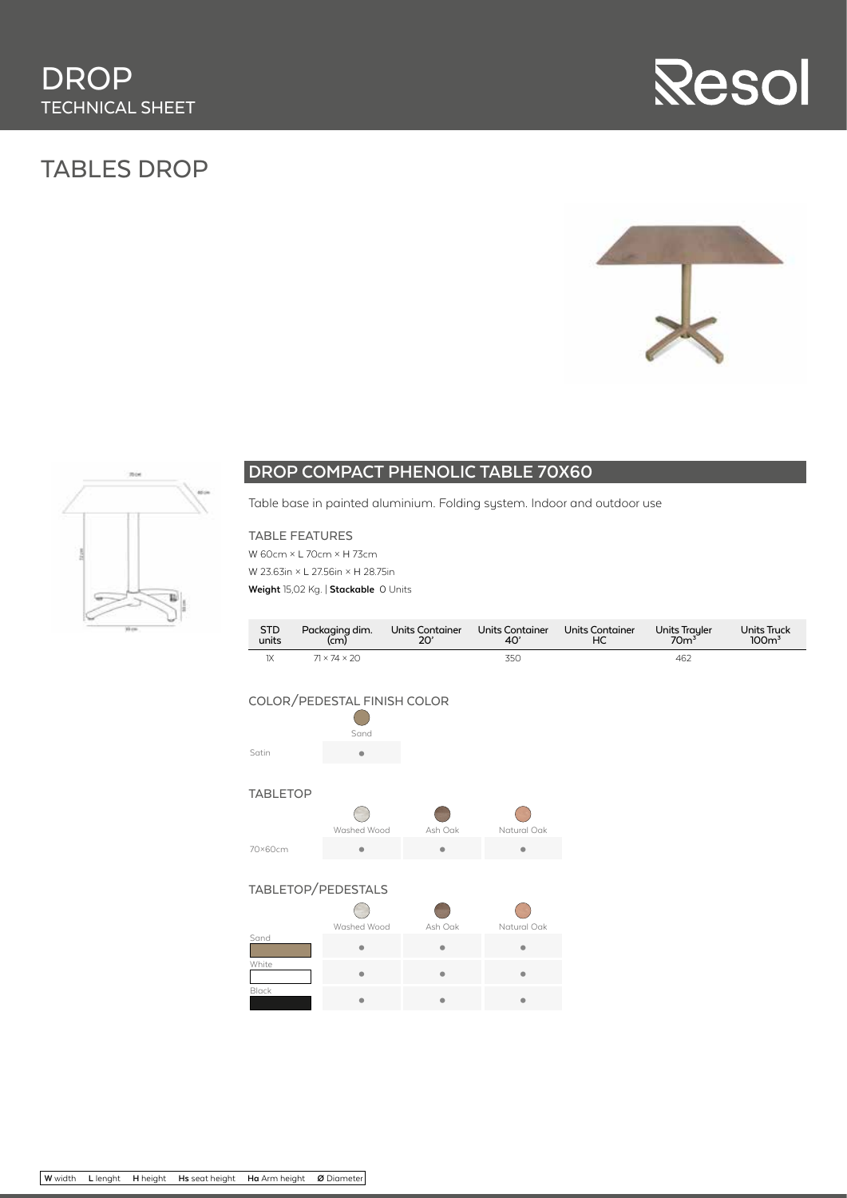# DROP
TECHNICAL SHEET

## TABLES DROP

### DROP COMPACT PHENOLIC TABLE 70X60

Table base in painted aluminium. Folding system. Indoor and outdoor use

#### TABLE FEATURES

W 60cm × L 70cm × H 73cm

W 23.63in × L 27.56in × H 28.75in

**Weight** 15,02 Kg. | **Stackable** 0 Units

| STD units | Packaging dim. (cm) | Units Container 20' | Units Container 40' | Units Container HC | Units Trayler 70m³ | Units Truck 100m³ |
|---|---|---|---|---|---|---|
| 1X | 71 × 74 × 20 | | 350 | | 462 | |

#### COLOR/PEDESTAL FINISH COLOR

| | Sand |
|---|---|
| Satin | ● |

#### TABLETOP

| | Washed Wood | Ash Oak | Natural Oak |
|---|---|---|---|
| 70×60cm | ● | ● | ● |

#### TABLETOP/PEDESTALS

| | Washed Wood | Ash Oak | Natural Oak |
|---|---|---|---|
| Sand | ● | ● | ● |
| White | ● | ● | ● |
| Black | ● | ● | ● |

**W** width **L** lenght **H** height **Hs** seat height **Ha** Arm height **Ø** Diameter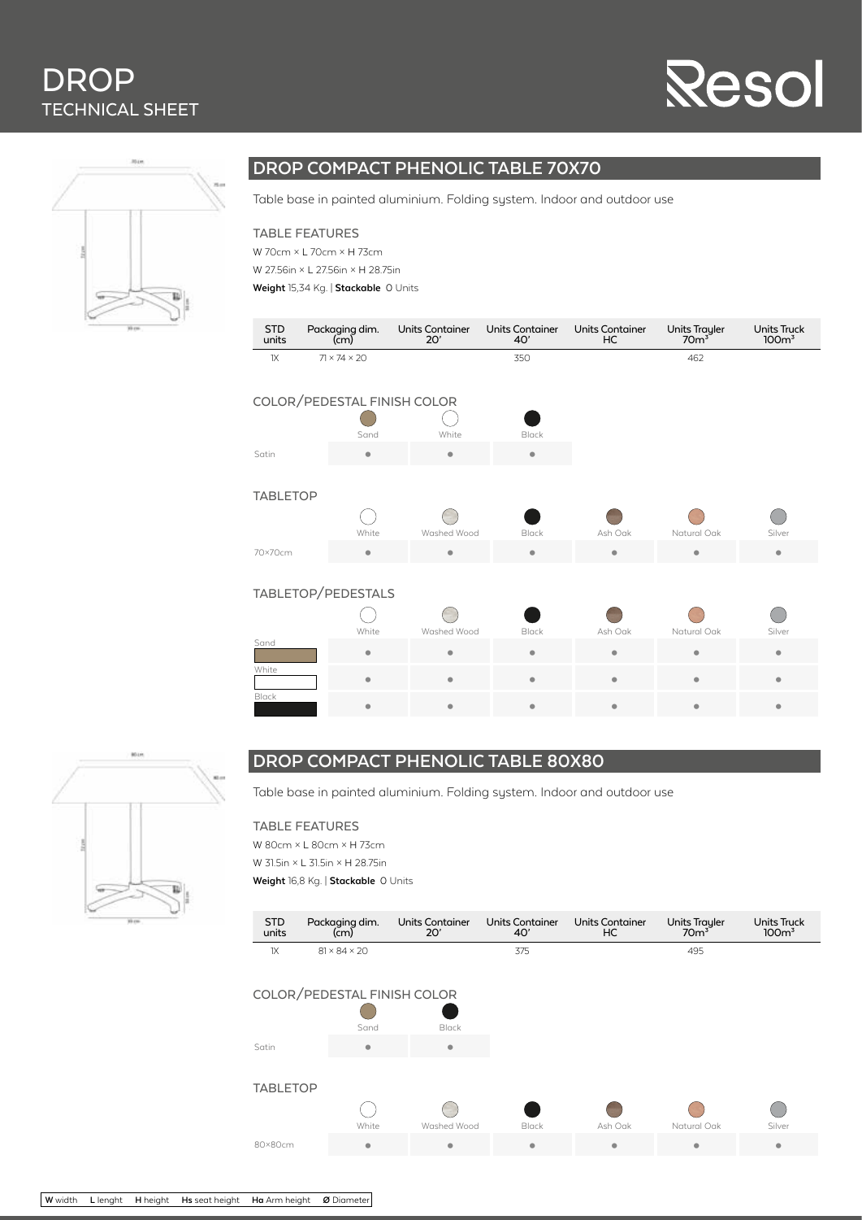# DROP
## TECHNICAL SHEET

Resol

## DROP COMPACT PHENOLIC TABLE 70X70

Table base in painted aluminium. Folding system. Indoor and outdoor use

### TABLE FEATURES

W 70cm × L 70cm × H 73cm

W 27.56in × L 27.56in × H 28.75in

**Weight** 15,34 Kg. | **Stackable** 0 Units

| STD units | Packaging dim. (cm) | Units Container 20' | Units Container 40' | Units Container HC | Units Trayler 70m³ | Units Truck 100m³ |
|---|---|---|---|---|---|---|
| 1X | 71 × 74 × 20 | | 350 | | 462 | |

### COLOR/PEDESTAL FINISH COLOR

| | Sand | White | Black |
|---|---|---|---|
| Satin | ● | ● | ● |

### TABLETOP

| | White | Washed Wood | Black | Ash Oak | Natural Oak | Silver |
|---|---|---|---|---|---|---|
| 70×70cm | ● | ● | ● | ● | ● | ● |

### TABLETOP/PEDESTALS

| | White | Washed Wood | Black | Ash Oak | Natural Oak | Silver |
|---|---|---|---|---|---|---|
| Sand | ● | ● | ● | ● | ● | ● |
| White | ● | ● | ● | ● | ● | ● |
| Black | ● | ● | ● | ● | ● | ● |

## DROP COMPACT PHENOLIC TABLE 80X80

Table base in painted aluminium. Folding system. Indoor and outdoor use

### TABLE FEATURES

W 80cm × L 80cm × H 73cm

W 31.5in × L 31.5in × H 28.75in

**Weight** 16,8 Kg. | **Stackable** 0 Units

| STD units | Packaging dim. (cm) | Units Container 20' | Units Container 40' | Units Container HC | Units Trayler 70m³ | Units Truck 100m³ |
|---|---|---|---|---|---|---|
| 1X | 81 × 84 × 20 | | 375 | | 495 | |

### COLOR/PEDESTAL FINISH COLOR

| | Sand | Black |
|---|---|---|
| Satin | ● | ● |

### TABLETOP

| | White | Washed Wood | Black | Ash Oak | Natural Oak | Silver |
|---|---|---|---|---|---|---|
| 80×80cm | ● | ● | ● | ● | ● | ● |

**W** width **L** lenght **H** height **Hs** seat height **Ha** Arm height **Ø** Diameter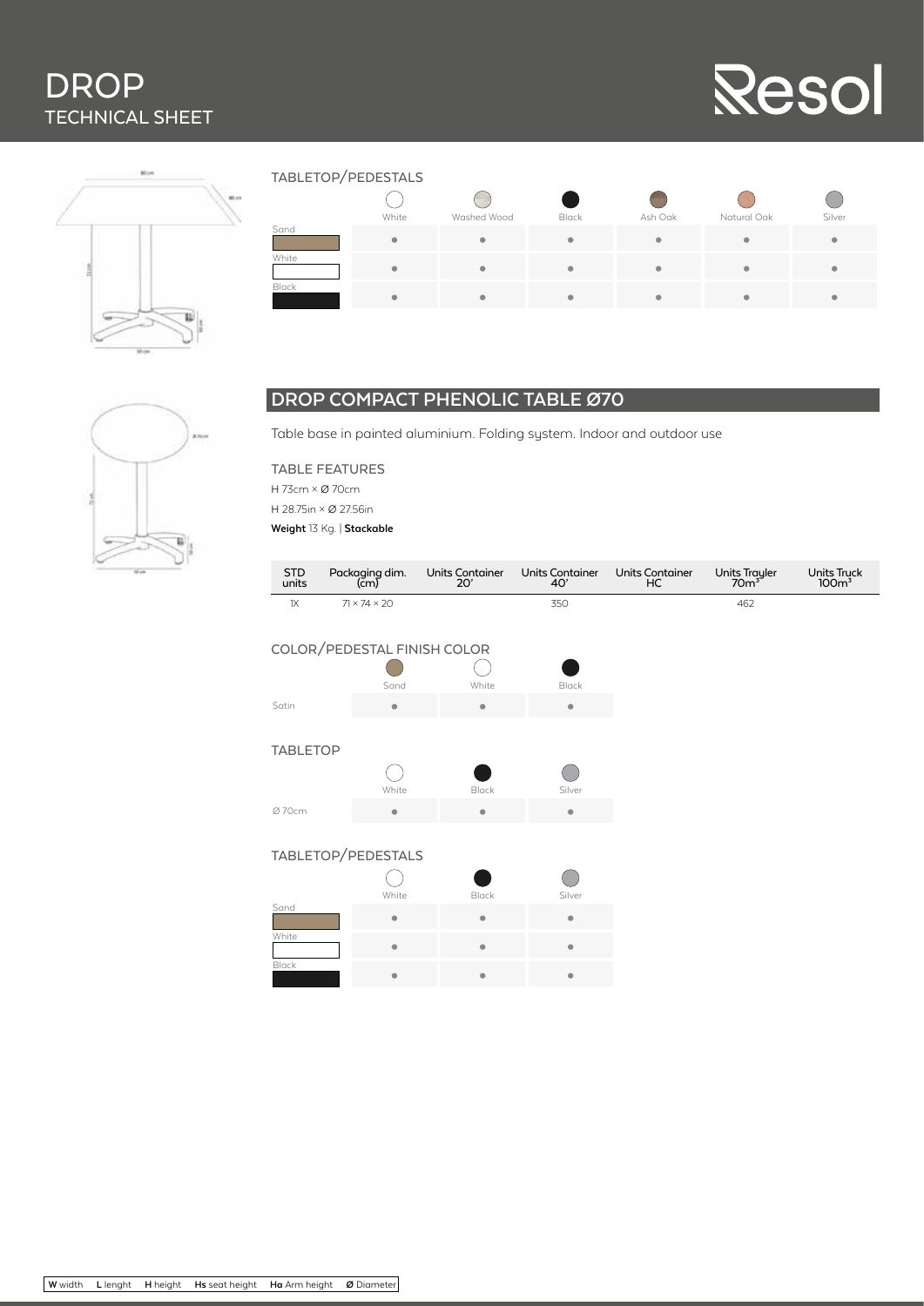# DROP
## TECHNICAL SHEET

Resol

### TABLETOP/PEDESTALS

| | White | Washed Wood | Black | Ash Oak | Natural Oak | Silver |
|---|---|---|---|---|---|---|
| Sand | ● | ● | ● | ● | ● | ● |
| White | ● | ● | ● | ● | ● | ● |
| Black | ● | ● | ● | ● | ● | ● |

## DROP COMPACT PHENOLIC TABLE Ø70

Table base in painted aluminium. Folding system. Indoor and outdoor use

### TABLE FEATURES

H 73cm × Ø 70cm

H 28.75in × Ø 27.56in

**Weight** 13 Kg. | **Stackable**

| STD units | Packaging dim. (cm) | Units Container 20' | Units Container 40' | Units Container HC | Units Trayler 70m³ | Units Truck 100m³ |
|---|---|---|---|---|---|---|
| 1X | 71 × 74 × 20 | | 350 | | 462 | |

### COLOR/PEDESTAL FINISH COLOR

| | Sand | White | Black |
|---|---|---|---|
| Satin | ● | ● | ● |

### TABLETOP

| | White | Black | Silver |
|---|---|---|---|
| Ø 70cm | ● | ● | ● |

### TABLETOP/PEDESTALS

| | White | Black | Silver |
|---|---|---|---|
| Sand | ● | ● | ● |
| White | ● | ● | ● |
| Black | ● | ● | ● |

**W** width **L** lenght **H** height **Hs** seat height **Ha** Arm height **Ø** Diameter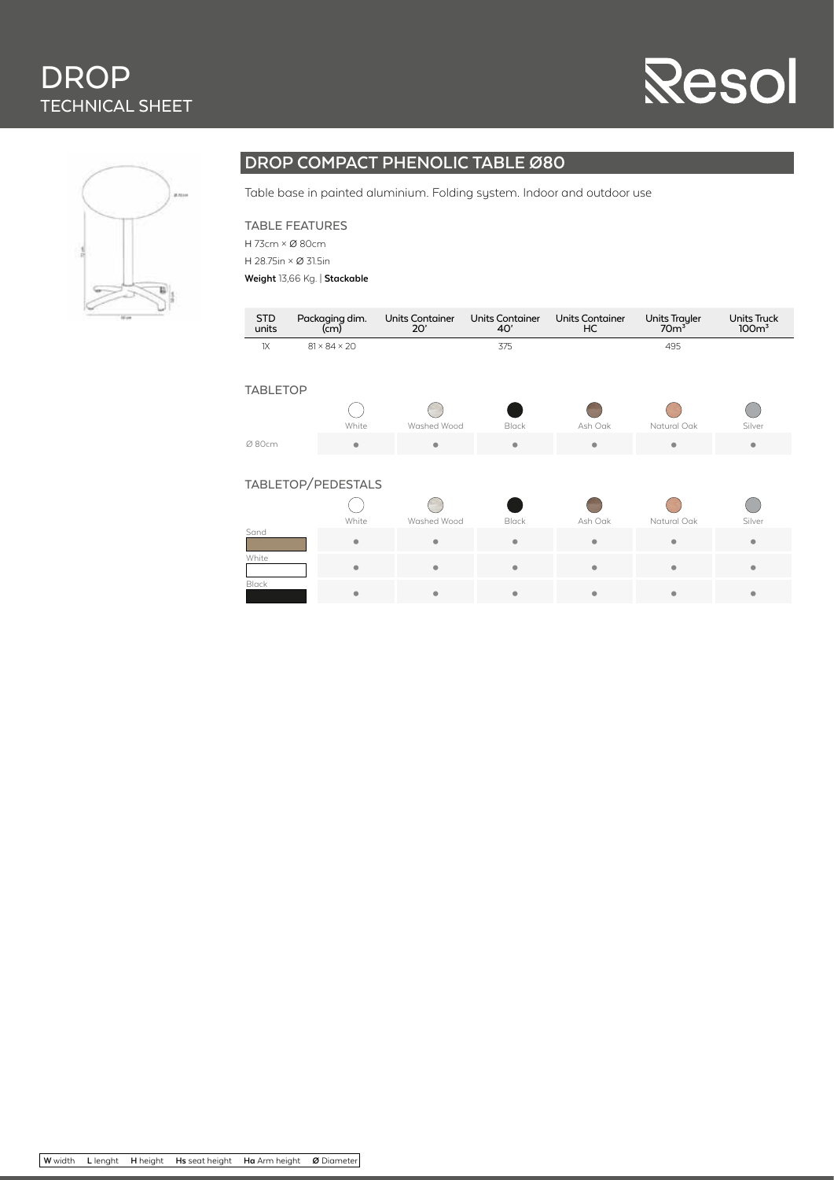# DROP
TECHNICAL SHEET

## DROP COMPACT PHENOLIC TABLE Ø80

Table base in painted aluminium. Folding system. Indoor and outdoor use

### TABLE FEATURES

H 73cm × Ø 80cm

H 28.75in × Ø 31.5in

**Weight** 13,66 Kg. | **Stackable**

| STD units | Packaging dim. (cm) | Units Container 20' | Units Container 40' | Units Container HC | Units Trayler 70m³ | Units Truck 100m³ |
|---|---|---|---|---|---|---|
| 1X | 81 × 84 × 20 | | 375 | | 495 | |

### TABLETOP

| | White | Washed Wood | Black | Ash Oak | Natural Oak | Silver |
|---|---|---|---|---|---|---|
| Ø 80cm | ● | ● | ● | ● | ● | ● |

### TABLETOP/PEDESTALS

| | White | Washed Wood | Black | Ash Oak | Natural Oak | Silver |
|---|---|---|---|---|---|---|
| Sand | ● | ● | ● | ● | ● | ● |
| White | ● | ● | ● | ● | ● | ● |
| Black | ● | ● | ● | ● | ● | ● |

**W** width **L** lenght **H** height **Hs** seat height **Ha** Arm height **Ø** Diameter